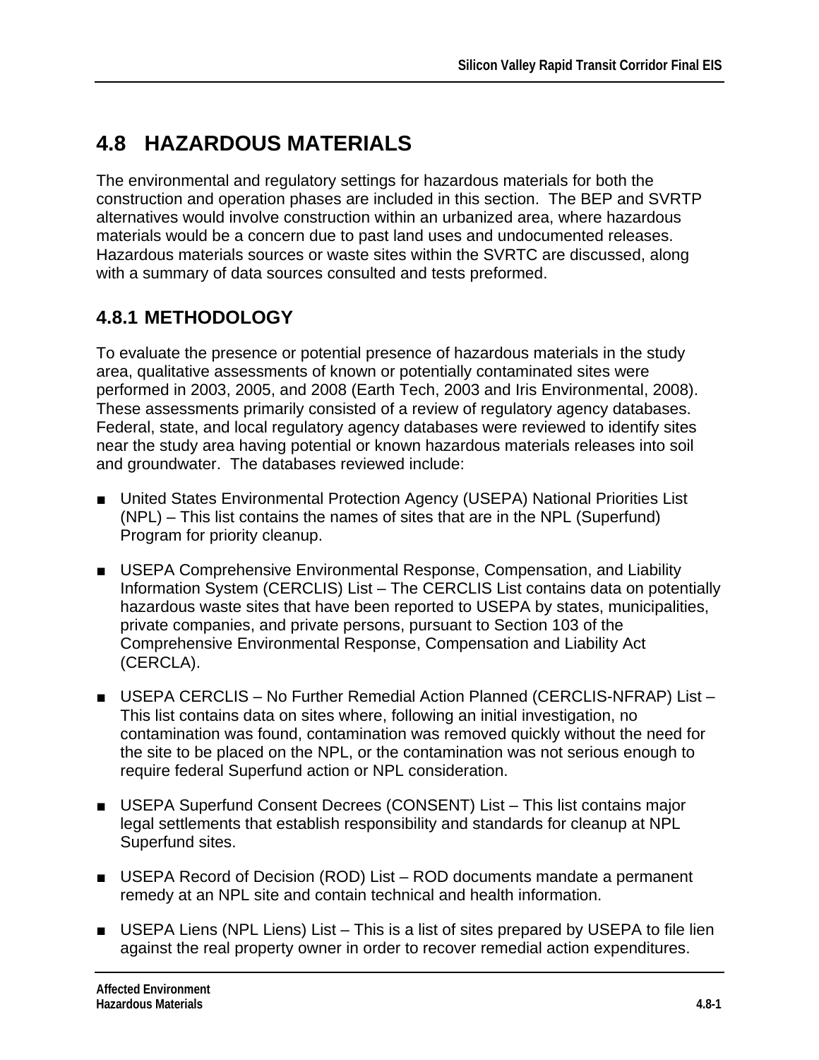# 4.8 HAZARDOUS MATERIALS

The environmental and regulatory settings for hazardous materials for both the construction and operation phases are included in this section. The BEP and SVRTP alternatives would involve construction within an urbanized area, where hazardous materials would be a concern due to past land uses and undocumented releases. Hazardous materials sources or waste sites within the SVRTC are discussed, along with a summary of data sources consulted and tests preformed.

## 4.8.1 METHODOLOGY

To evaluate the presence or potential presence of hazardous materials in the study area, qualitative assessments of known or potentially contaminated sites were performed in 2003, 2005, and 2008 (Earth Tech, 2003 and Iris Environmental, 2008). These assessments primarily consisted of a review of regulatory agency databases. Federal, state, and local regulatory agency databases were reviewed to identify sites near the study area having potential or known hazardous materials releases into soil and groundwater. The databases reviewed include:

- United States Environmental Protection Agency (USEPA) National Priorities List (NPL) – This list contains the names of sites that are in the NPL (Superfund) Program for priority cleanup.
- USEPA Comprehensive Environmental Response, Compensation, and Liability Information System (CERCLIS) List – The CERCLIS List contains data on potentially hazardous waste sites that have been reported to USEPA by states, municipalities, private companies, and private persons, pursuant to Section 103 of the Comprehensive Environmental Response, Compensation and Liability Act (CERCLA).
- USEPA CERCLIS – No Further Remedial Action Planned (CERCLIS-NFRAP) List – This list contains data on sites where, following an initial investigation, no contamination was found, contamination was removed quickly without the need for the site to be placed on the NPL, or the contamination was not serious enough to require federal Superfund action or NPL consideration.
- USEPA Superfund Consent Decrees (CONSENT) List – This list contains major legal settlements that establish responsibility and standards for cleanup at NPL Superfund sites.
- USEPA Record of Decision (ROD) List – ROD documents mandate a permanent remedy at an NPL site and contain technical and health information.
- USEPA Liens (NPL Liens) List – This is a list of sites prepared by USEPA to file lien against the real property owner in order to recover remedial action expenditures.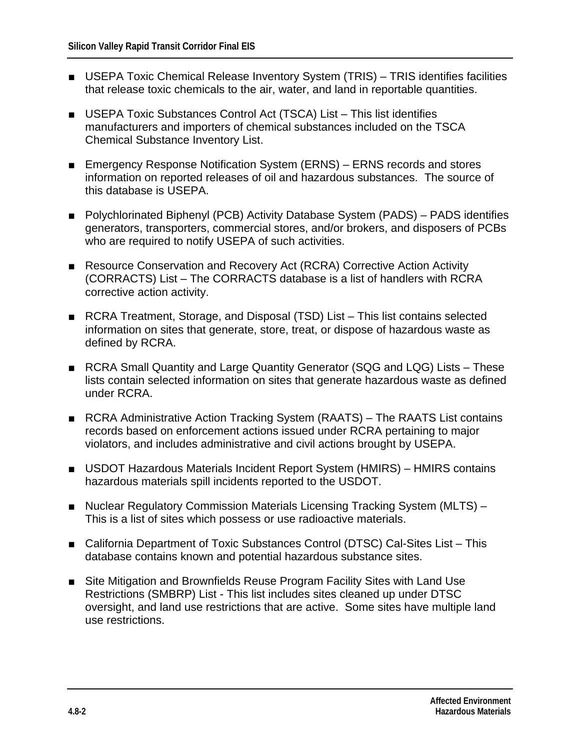- USEPA Toxic Chemical Release Inventory System (TRIS) – TRIS identifies facilities that release toxic chemicals to the air, water, and land in reportable quantities.

- USEPA Toxic Substances Control Act (TSCA) List – This list identifies manufacturers and importers of chemical substances included on the TSCA Chemical Substance Inventory List.

- Emergency Response Notification System (ERNS) – ERNS records and stores information on reported releases of oil and hazardous substances. The source of this database is USEPA.

- Polychlorinated Biphenyl (PCB) Activity Database System (PADS) – PADS identifies generators, transporters, commercial stores, and/or brokers, and disposers of PCBs who are required to notify USEPA of such activities.

- Resource Conservation and Recovery Act (RCRA) Corrective Action Activity (CORRACTS) List – The CORRACTS database is a list of handlers with RCRA corrective action activity.

- RCRA Treatment, Storage, and Disposal (TSD) List – This list contains selected information on sites that generate, store, treat, or dispose of hazardous waste as defined by RCRA.

- RCRA Small Quantity and Large Quantity Generator (SQG and LQG) Lists – These lists contain selected information on sites that generate hazardous waste as defined under RCRA.

- RCRA Administrative Action Tracking System (RAATS) – The RAATS List contains records based on enforcement actions issued under RCRA pertaining to major violators, and includes administrative and civil actions brought by USEPA.

- USDOT Hazardous Materials Incident Report System (HMIRS) – HMIRS contains hazardous materials spill incidents reported to the USDOT.

- Nuclear Regulatory Commission Materials Licensing Tracking System (MLTS) – This is a list of sites which possess or use radioactive materials.

- California Department of Toxic Substances Control (DTSC) Cal-Sites List – This database contains known and potential hazardous substance sites.

- Site Mitigation and Brownfields Reuse Program Facility Sites with Land Use Restrictions (SMBRP) List - This list includes sites cleaned up under DTSC oversight, and land use restrictions that are active. Some sites have multiple land use restrictions.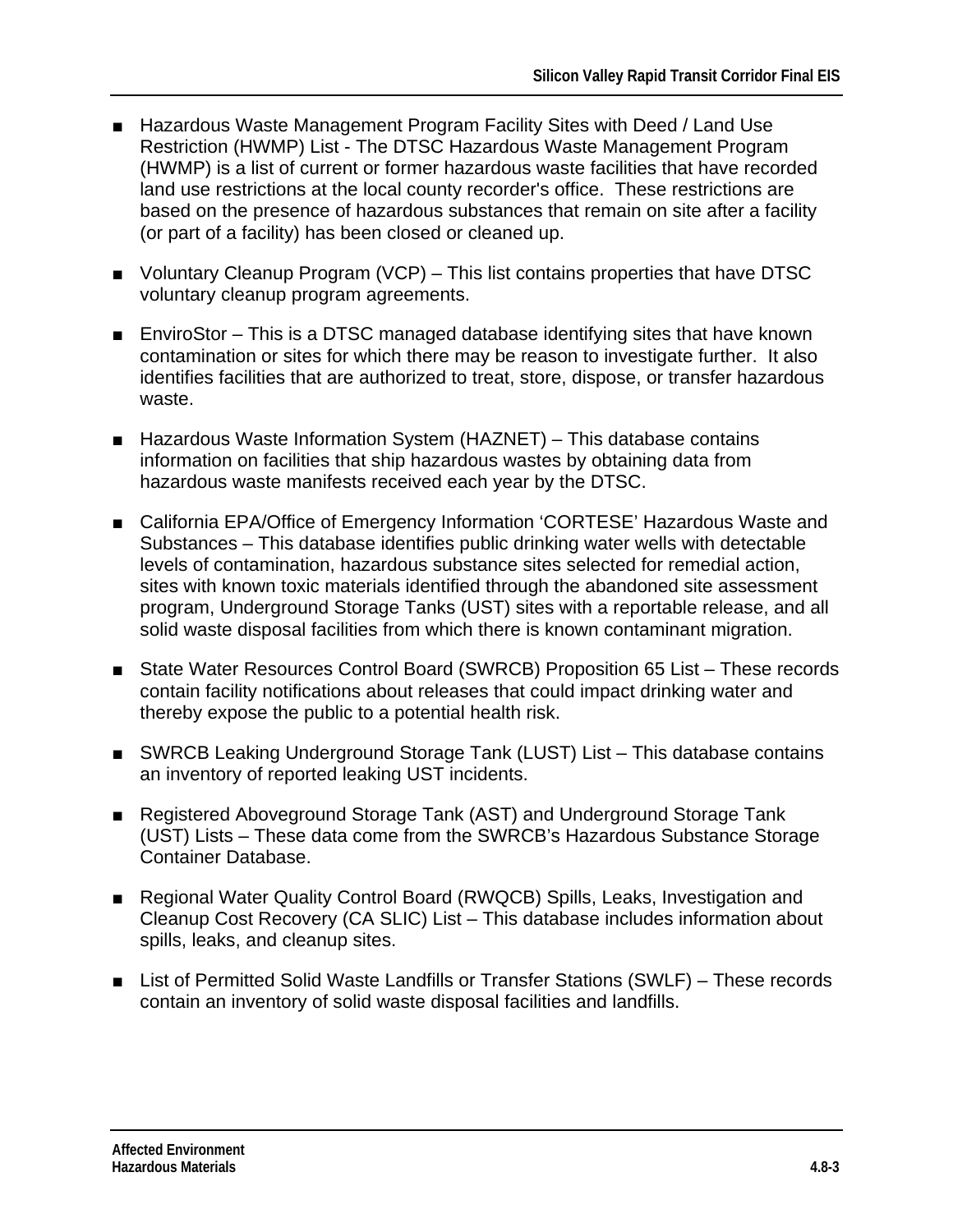- Hazardous Waste Management Program Facility Sites with Deed / Land Use Restriction (HWMP) List - The DTSC Hazardous Waste Management Program (HWMP) is a list of current or former hazardous waste facilities that have recorded land use restrictions at the local county recorder's office. These restrictions are based on the presence of hazardous substances that remain on site after a facility (or part of a facility) has been closed or cleaned up.

- Voluntary Cleanup Program (VCP) – This list contains properties that have DTSC voluntary cleanup program agreements.

- EnviroStor – This is a DTSC managed database identifying sites that have known contamination or sites for which there may be reason to investigate further. It also identifies facilities that are authorized to treat, store, dispose, or transfer hazardous waste.

- Hazardous Waste Information System (HAZNET) – This database contains information on facilities that ship hazardous wastes by obtaining data from hazardous waste manifests received each year by the DTSC.

- California EPA/Office of Emergency Information 'CORTESE' Hazardous Waste and Substances – This database identifies public drinking water wells with detectable levels of contamination, hazardous substance sites selected for remedial action, sites with known toxic materials identified through the abandoned site assessment program, Underground Storage Tanks (UST) sites with a reportable release, and all solid waste disposal facilities from which there is known contaminant migration.

- State Water Resources Control Board (SWRCB) Proposition 65 List – These records contain facility notifications about releases that could impact drinking water and thereby expose the public to a potential health risk.

- SWRCB Leaking Underground Storage Tank (LUST) List – This database contains an inventory of reported leaking UST incidents.

- Registered Aboveground Storage Tank (AST) and Underground Storage Tank (UST) Lists – These data come from the SWRCB's Hazardous Substance Storage Container Database.

- Regional Water Quality Control Board (RWQCB) Spills, Leaks, Investigation and Cleanup Cost Recovery (CA SLIC) List – This database includes information about spills, leaks, and cleanup sites.

- List of Permitted Solid Waste Landfills or Transfer Stations (SWLF) – These records contain an inventory of solid waste disposal facilities and landfills.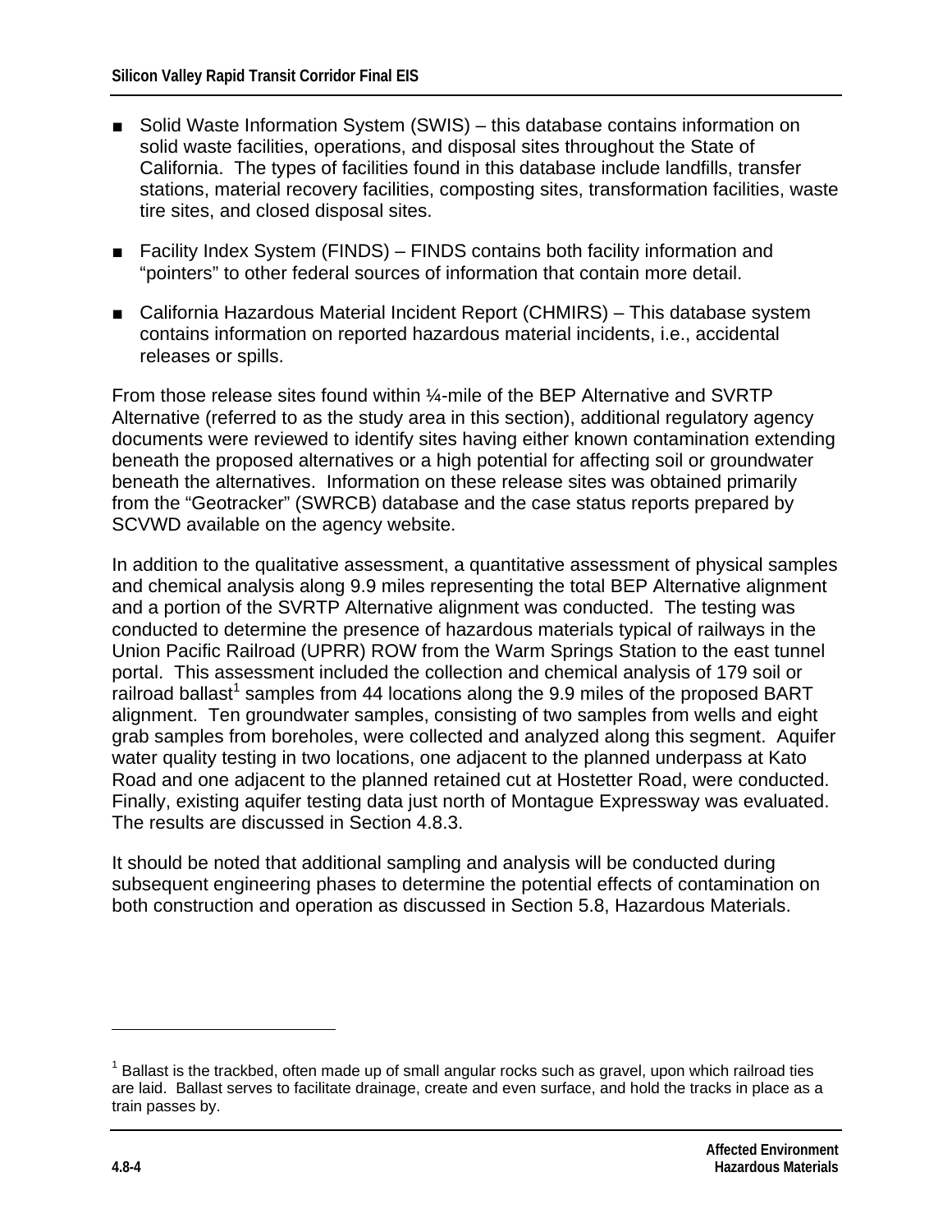- Solid Waste Information System (SWIS) – this database contains information on solid waste facilities, operations, and disposal sites throughout the State of California. The types of facilities found in this database include landfills, transfer stations, material recovery facilities, composting sites, transformation facilities, waste tire sites, and closed disposal sites.

- Facility Index System (FINDS) – FINDS contains both facility information and "pointers" to other federal sources of information that contain more detail.

- California Hazardous Material Incident Report (CHMIRS) – This database system contains information on reported hazardous material incidents, i.e., accidental releases or spills.

From those release sites found within ¼-mile of the BEP Alternative and SVRTP Alternative (referred to as the study area in this section), additional regulatory agency documents were reviewed to identify sites having either known contamination extending beneath the proposed alternatives or a high potential for affecting soil or groundwater beneath the alternatives. Information on these release sites was obtained primarily from the "Geotracker" (SWRCB) database and the case status reports prepared by SCVWD available on the agency website.

In addition to the qualitative assessment, a quantitative assessment of physical samples and chemical analysis along 9.9 miles representing the total BEP Alternative alignment and a portion of the SVRTP Alternative alignment was conducted. The testing was conducted to determine the presence of hazardous materials typical of railways in the Union Pacific Railroad (UPRR) ROW from the Warm Springs Station to the east tunnel portal. This assessment included the collection and chemical analysis of 179 soil or railroad ballast[1] samples from 44 locations along the 9.9 miles of the proposed BART alignment. Ten groundwater samples, consisting of two samples from wells and eight grab samples from boreholes, were collected and analyzed along this segment. Aquifer water quality testing in two locations, one adjacent to the planned underpass at Kato Road and one adjacent to the planned retained cut at Hostetter Road, were conducted. Finally, existing aquifer testing data just north of Montague Expressway was evaluated. The results are discussed in Section 4.8.3.

It should be noted that additional sampling and analysis will be conducted during subsequent engineering phases to determine the potential effects of contamination on both construction and operation as discussed in Section 5.8, Hazardous Materials.

---

[1] Ballast is the trackbed, often made up of small angular rocks such as gravel, upon which railroad ties are laid. Ballast serves to facilitate drainage, create and even surface, and hold the tracks in place as a train passes by.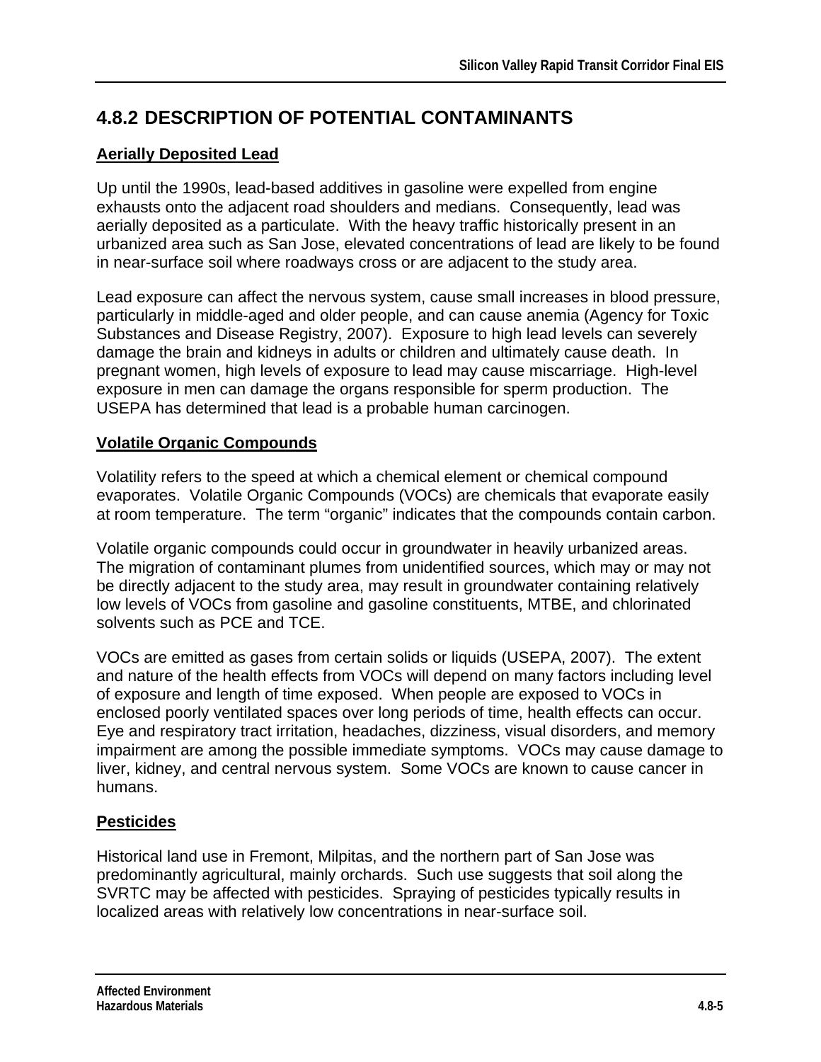## 4.8.2 DESCRIPTION OF POTENTIAL CONTAMINANTS

### Aerially Deposited Lead

Up until the 1990s, lead-based additives in gasoline were expelled from engine exhausts onto the adjacent road shoulders and medians. Consequently, lead was aerially deposited as a particulate. With the heavy traffic historically present in an urbanized area such as San Jose, elevated concentrations of lead are likely to be found in near-surface soil where roadways cross or are adjacent to the study area.

Lead exposure can affect the nervous system, cause small increases in blood pressure, particularly in middle-aged and older people, and can cause anemia (Agency for Toxic Substances and Disease Registry, 2007). Exposure to high lead levels can severely damage the brain and kidneys in adults or children and ultimately cause death. In pregnant women, high levels of exposure to lead may cause miscarriage. High-level exposure in men can damage the organs responsible for sperm production. The USEPA has determined that lead is a probable human carcinogen.

### Volatile Organic Compounds

Volatility refers to the speed at which a chemical element or chemical compound evaporates. Volatile Organic Compounds (VOCs) are chemicals that evaporate easily at room temperature. The term "organic" indicates that the compounds contain carbon.

Volatile organic compounds could occur in groundwater in heavily urbanized areas. The migration of contaminant plumes from unidentified sources, which may or may not be directly adjacent to the study area, may result in groundwater containing relatively low levels of VOCs from gasoline and gasoline constituents, MTBE, and chlorinated solvents such as PCE and TCE.

VOCs are emitted as gases from certain solids or liquids (USEPA, 2007). The extent and nature of the health effects from VOCs will depend on many factors including level of exposure and length of time exposed. When people are exposed to VOCs in enclosed poorly ventilated spaces over long periods of time, health effects can occur. Eye and respiratory tract irritation, headaches, dizziness, visual disorders, and memory impairment are among the possible immediate symptoms. VOCs may cause damage to liver, kidney, and central nervous system. Some VOCs are known to cause cancer in humans.

### Pesticides

Historical land use in Fremont, Milpitas, and the northern part of San Jose was predominantly agricultural, mainly orchards. Such use suggests that soil along the SVRTC may be affected with pesticides. Spraying of pesticides typically results in localized areas with relatively low concentrations in near-surface soil.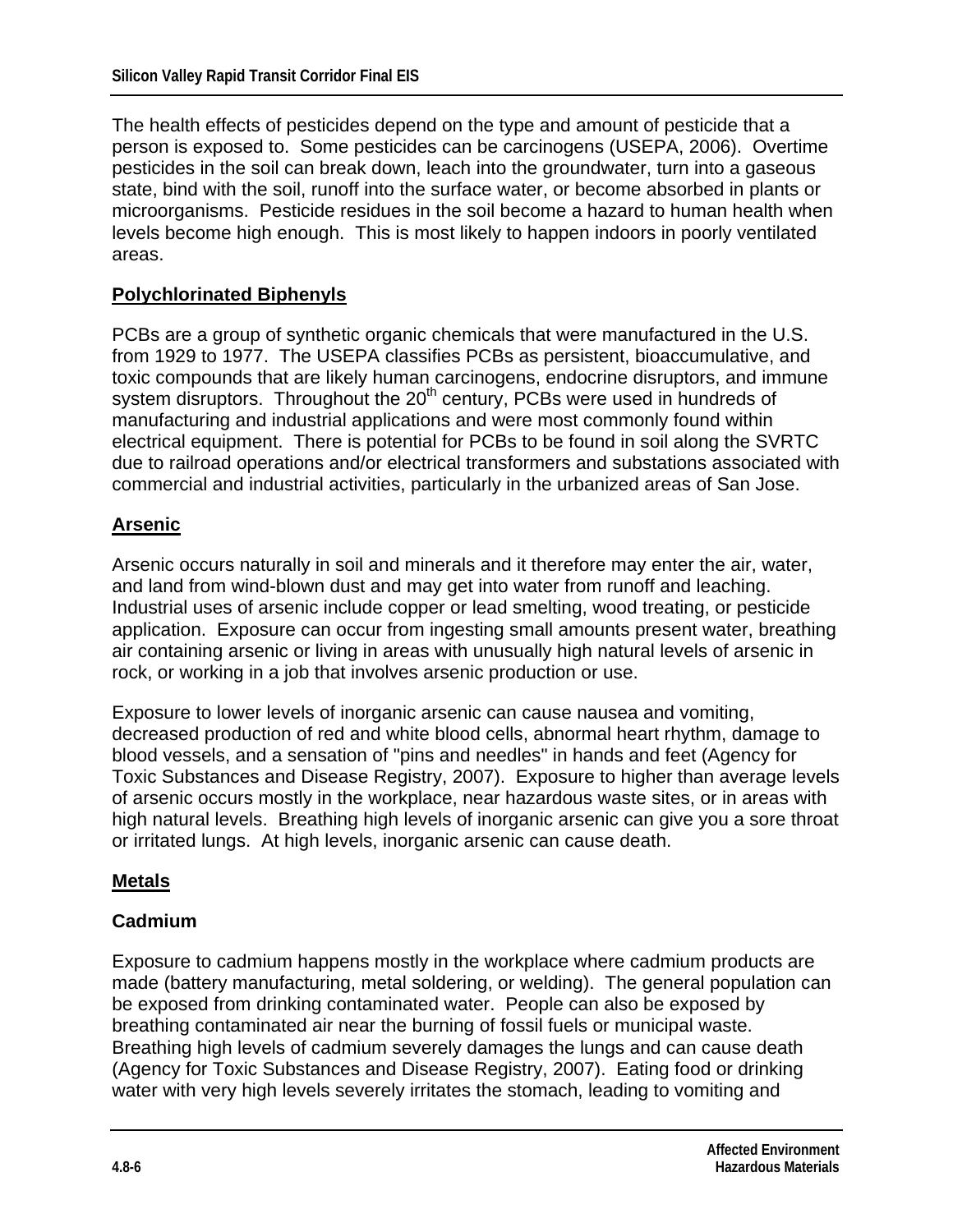The health effects of pesticides depend on the type and amount of pesticide that a person is exposed to. Some pesticides can be carcinogens (USEPA, 2006). Overtime pesticides in the soil can break down, leach into the groundwater, turn into a gaseous state, bind with the soil, runoff into the surface water, or become absorbed in plants or microorganisms. Pesticide residues in the soil become a hazard to human health when levels become high enough. This is most likely to happen indoors in poorly ventilated areas.

## Polychlorinated Biphenyls

PCBs are a group of synthetic organic chemicals that were manufactured in the U.S. from 1929 to 1977. The USEPA classifies PCBs as persistent, bioaccumulative, and toxic compounds that are likely human carcinogens, endocrine disruptors, and immune system disruptors. Throughout the 20th century, PCBs were used in hundreds of manufacturing and industrial applications and were most commonly found within electrical equipment. There is potential for PCBs to be found in soil along the SVRTC due to railroad operations and/or electrical transformers and substations associated with commercial and industrial activities, particularly in the urbanized areas of San Jose.

## Arsenic

Arsenic occurs naturally in soil and minerals and it therefore may enter the air, water, and land from wind-blown dust and may get into water from runoff and leaching. Industrial uses of arsenic include copper or lead smelting, wood treating, or pesticide application. Exposure can occur from ingesting small amounts present water, breathing air containing arsenic or living in areas with unusually high natural levels of arsenic in rock, or working in a job that involves arsenic production or use.

Exposure to lower levels of inorganic arsenic can cause nausea and vomiting, decreased production of red and white blood cells, abnormal heart rhythm, damage to blood vessels, and a sensation of "pins and needles" in hands and feet (Agency for Toxic Substances and Disease Registry, 2007). Exposure to higher than average levels of arsenic occurs mostly in the workplace, near hazardous waste sites, or in areas with high natural levels. Breathing high levels of inorganic arsenic can give you a sore throat or irritated lungs. At high levels, inorganic arsenic can cause death.

## Metals

### Cadmium

Exposure to cadmium happens mostly in the workplace where cadmium products are made (battery manufacturing, metal soldering, or welding). The general population can be exposed from drinking contaminated water. People can also be exposed by breathing contaminated air near the burning of fossil fuels or municipal waste. Breathing high levels of cadmium severely damages the lungs and can cause death (Agency for Toxic Substances and Disease Registry, 2007). Eating food or drinking water with very high levels severely irritates the stomach, leading to vomiting and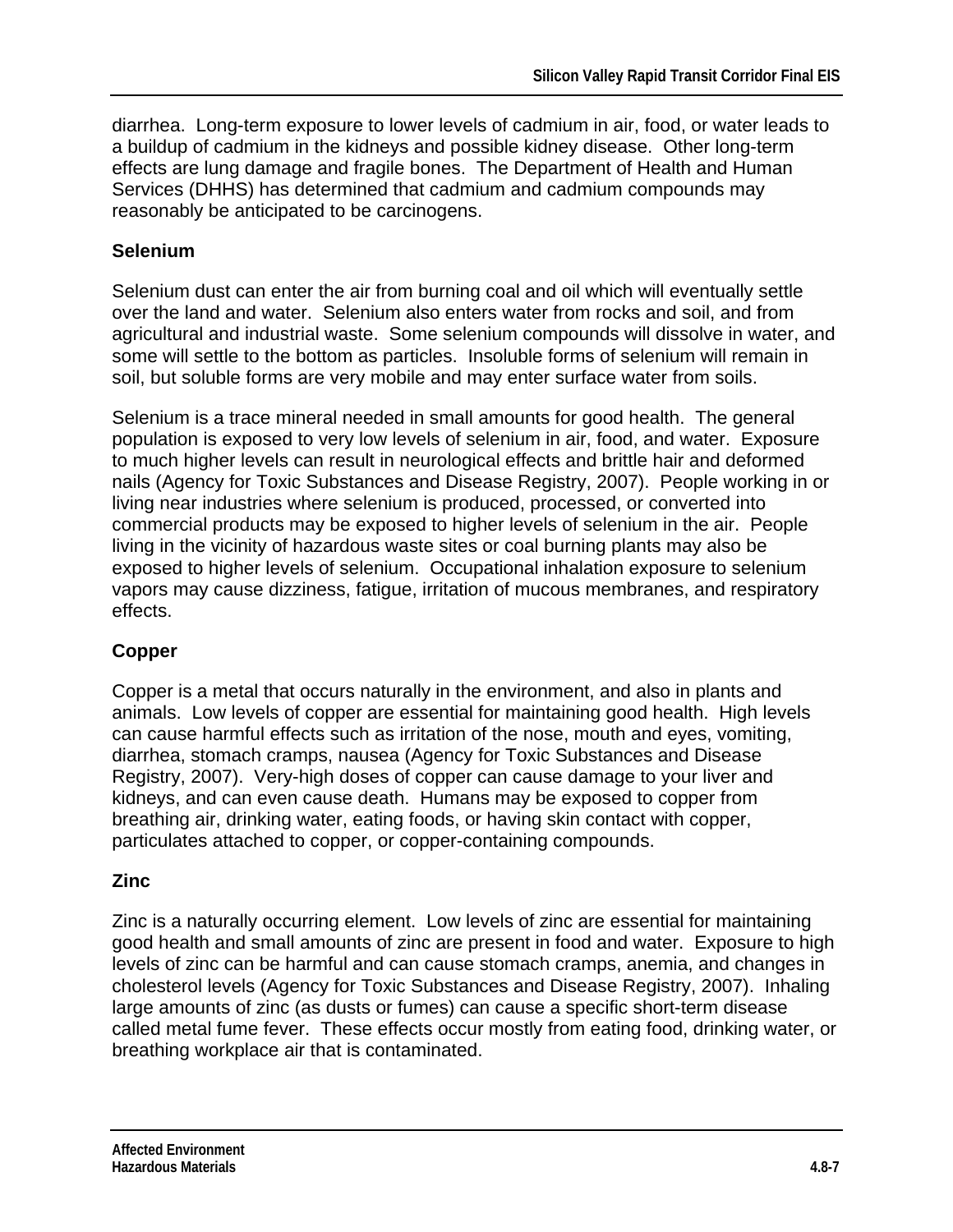diarrhea.  Long-term exposure to lower levels of cadmium in air, food, or water leads to a buildup of cadmium in the kidneys and possible kidney disease.  Other long-term effects are lung damage and fragile bones.  The Department of Health and Human Services (DHHS) has determined that cadmium and cadmium compounds may reasonably be anticipated to be carcinogens.

### Selenium

Selenium dust can enter the air from burning coal and oil which will eventually settle over the land and water.  Selenium also enters water from rocks and soil, and from agricultural and industrial waste.  Some selenium compounds will dissolve in water, and some will settle to the bottom as particles.  Insoluble forms of selenium will remain in soil, but soluble forms are very mobile and may enter surface water from soils.

Selenium is a trace mineral needed in small amounts for good health.  The general population is exposed to very low levels of selenium in air, food, and water.  Exposure to much higher levels can result in neurological effects and brittle hair and deformed nails (Agency for Toxic Substances and Disease Registry, 2007).  People working in or living near industries where selenium is produced, processed, or converted into commercial products may be exposed to higher levels of selenium in the air.  People living in the vicinity of hazardous waste sites or coal burning plants may also be exposed to higher levels of selenium.  Occupational inhalation exposure to selenium vapors may cause dizziness, fatigue, irritation of mucous membranes, and respiratory effects.

### Copper

Copper is a metal that occurs naturally in the environment, and also in plants and animals.  Low levels of copper are essential for maintaining good health.  High levels can cause harmful effects such as irritation of the nose, mouth and eyes, vomiting, diarrhea, stomach cramps, nausea (Agency for Toxic Substances and Disease Registry, 2007).  Very-high doses of copper can cause damage to your liver and kidneys, and can even cause death.  Humans may be exposed to copper from breathing air, drinking water, eating foods, or having skin contact with copper, particulates attached to copper, or copper-containing compounds.

### Zinc

Zinc is a naturally occurring element.  Low levels of zinc are essential for maintaining good health and small amounts of zinc are present in food and water.  Exposure to high levels of zinc can be harmful and can cause stomach cramps, anemia, and changes in cholesterol levels (Agency for Toxic Substances and Disease Registry, 2007).  Inhaling large amounts of zinc (as dusts or fumes) can cause a specific short-term disease called metal fume fever.  These effects occur mostly from eating food, drinking water, or breathing workplace air that is contaminated.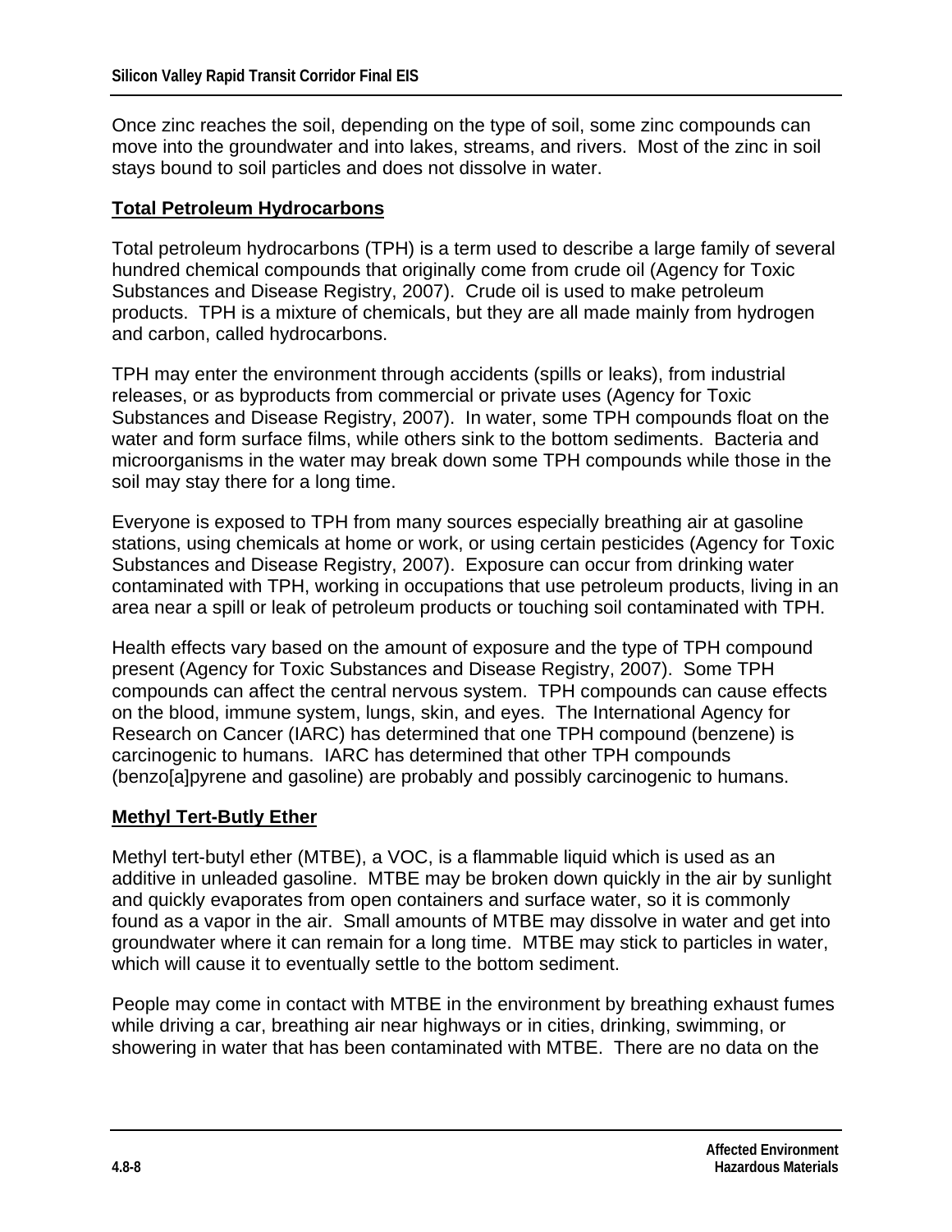Once zinc reaches the soil, depending on the type of soil, some zinc compounds can move into the groundwater and into lakes, streams, and rivers. Most of the zinc in soil stays bound to soil particles and does not dissolve in water.

**Total Petroleum Hydrocarbons**

Total petroleum hydrocarbons (TPH) is a term used to describe a large family of several hundred chemical compounds that originally come from crude oil (Agency for Toxic Substances and Disease Registry, 2007). Crude oil is used to make petroleum products. TPH is a mixture of chemicals, but they are all made mainly from hydrogen and carbon, called hydrocarbons.

TPH may enter the environment through accidents (spills or leaks), from industrial releases, or as byproducts from commercial or private uses (Agency for Toxic Substances and Disease Registry, 2007). In water, some TPH compounds float on the water and form surface films, while others sink to the bottom sediments. Bacteria and microorganisms in the water may break down some TPH compounds while those in the soil may stay there for a long time.

Everyone is exposed to TPH from many sources especially breathing air at gasoline stations, using chemicals at home or work, or using certain pesticides (Agency for Toxic Substances and Disease Registry, 2007). Exposure can occur from drinking water contaminated with TPH, working in occupations that use petroleum products, living in an area near a spill or leak of petroleum products or touching soil contaminated with TPH.

Health effects vary based on the amount of exposure and the type of TPH compound present (Agency for Toxic Substances and Disease Registry, 2007). Some TPH compounds can affect the central nervous system. TPH compounds can cause effects on the blood, immune system, lungs, skin, and eyes. The International Agency for Research on Cancer (IARC) has determined that one TPH compound (benzene) is carcinogenic to humans. IARC has determined that other TPH compounds (benzo[a]pyrene and gasoline) are probably and possibly carcinogenic to humans.

**Methyl Tert-Butly Ether**

Methyl tert-butyl ether (MTBE), a VOC, is a flammable liquid which is used as an additive in unleaded gasoline. MTBE may be broken down quickly in the air by sunlight and quickly evaporates from open containers and surface water, so it is commonly found as a vapor in the air. Small amounts of MTBE may dissolve in water and get into groundwater where it can remain for a long time. MTBE may stick to particles in water, which will cause it to eventually settle to the bottom sediment.

People may come in contact with MTBE in the environment by breathing exhaust fumes while driving a car, breathing air near highways or in cities, drinking, swimming, or showering in water that has been contaminated with MTBE. There are no data on the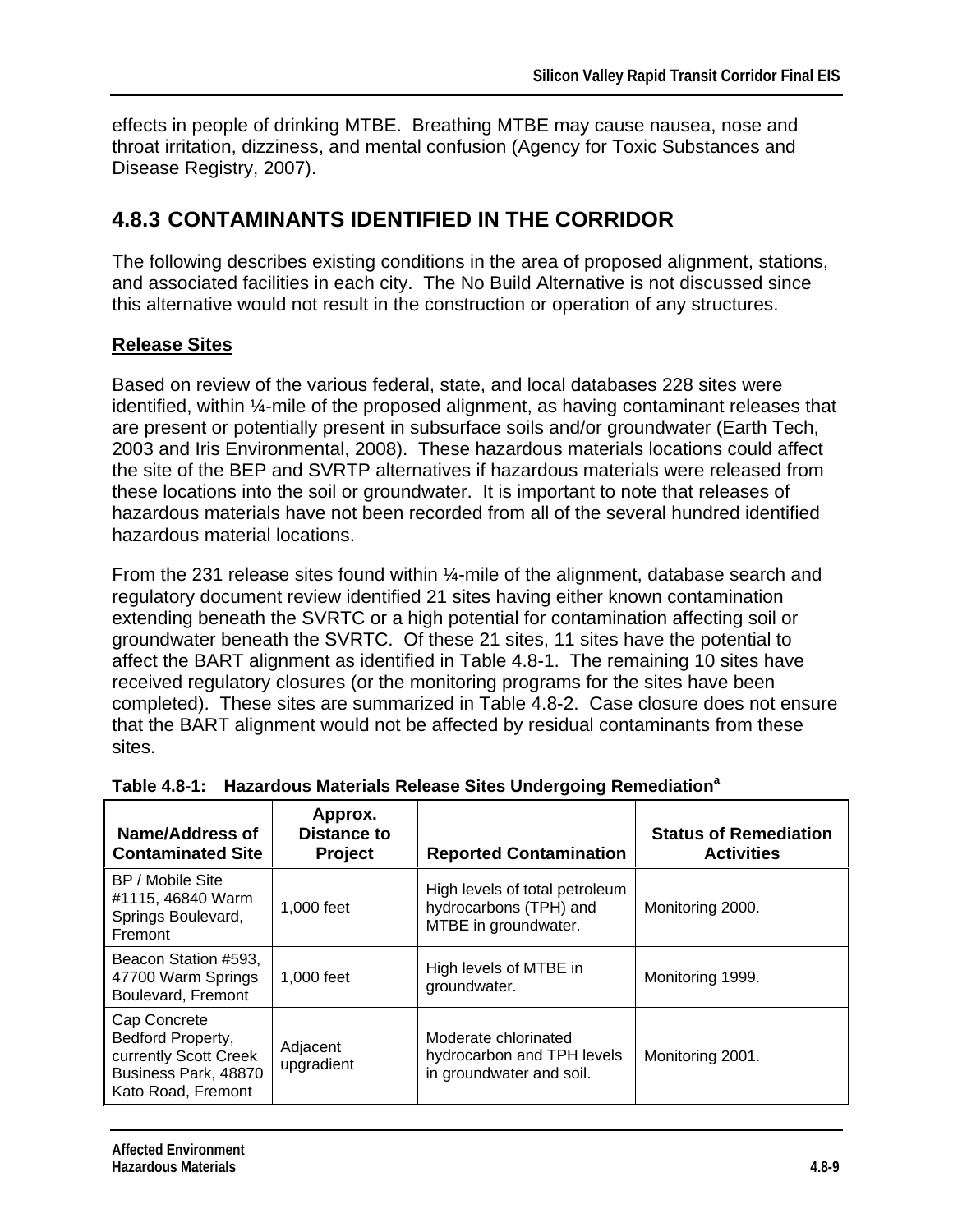effects in people of drinking MTBE. Breathing MTBE may cause nausea, nose and throat irritation, dizziness, and mental confusion (Agency for Toxic Substances and Disease Registry, 2007).

## 4.8.3 CONTAMINANTS IDENTIFIED IN THE CORRIDOR

The following describes existing conditions in the area of proposed alignment, stations, and associated facilities in each city. The No Build Alternative is not discussed since this alternative would not result in the construction or operation of any structures.

**Release Sites**

Based on review of the various federal, state, and local databases 228 sites were identified, within ¼-mile of the proposed alignment, as having contaminant releases that are present or potentially present in subsurface soils and/or groundwater (Earth Tech, 2003 and Iris Environmental, 2008). These hazardous materials locations could affect the site of the BEP and SVRTP alternatives if hazardous materials were released from these locations into the soil or groundwater. It is important to note that releases of hazardous materials have not been recorded from all of the several hundred identified hazardous material locations.

From the 231 release sites found within ¼-mile of the alignment, database search and regulatory document review identified 21 sites having either known contamination extending beneath the SVRTC or a high potential for contamination affecting soil or groundwater beneath the SVRTC. Of these 21 sites, 11 sites have the potential to affect the BART alignment as identified in Table 4.8-1. The remaining 10 sites have received regulatory closures (or the monitoring programs for the sites have been completed). These sites are summarized in Table 4.8-2. Case closure does not ensure that the BART alignment would not be affected by residual contaminants from these sites.

**Table 4.8-1: Hazardous Materials Release Sites Undergoing Remediation[a]**

| Name/Address of Contaminated Site | Approx. Distance to Project | Reported Contamination | Status of Remediation Activities |
|---|---|---|---|
| BP / Mobile Site #1115, 46840 Warm Springs Boulevard, Fremont | 1,000 feet | High levels of total petroleum hydrocarbons (TPH) and MTBE in groundwater. | Monitoring 2000. |
| Beacon Station #593, 47700 Warm Springs Boulevard, Fremont | 1,000 feet | High levels of MTBE in groundwater. | Monitoring 1999. |
| Cap Concrete Bedford Property, currently Scott Creek Business Park, 48870 Kato Road, Fremont | Adjacent upgradient | Moderate chlorinated hydrocarbon and TPH levels in groundwater and soil. | Monitoring 2001. |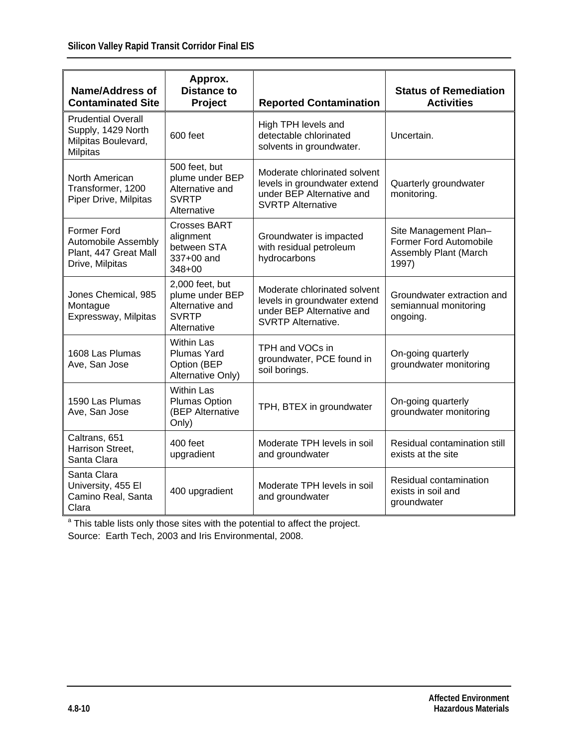| Name/Address of Contaminated Site | Approx. Distance to Project | Reported Contamination | Status of Remediation Activities |
|---|---|---|---|
| Prudential Overall Supply, 1429 North Milpitas Boulevard, Milpitas | 600 feet | High TPH levels and detectable chlorinated solvents in groundwater. | Uncertain. |
| North American Transformer, 1200 Piper Drive, Milpitas | 500 feet, but plume under BEP Alternative and SVRTP Alternative | Moderate chlorinated solvent levels in groundwater extend under BEP Alternative and SVRTP Alternative | Quarterly groundwater monitoring. |
| Former Ford Automobile Assembly Plant, 447 Great Mall Drive, Milpitas | Crosses BART alignment between STA 337+00 and 348+00 | Groundwater is impacted with residual petroleum hydrocarbons | Site Management Plan– Former Ford Automobile Assembly Plant (March 1997) |
| Jones Chemical, 985 Montague Expressway, Milpitas | 2,000 feet, but plume under BEP Alternative and SVRTP Alternative | Moderate chlorinated solvent levels in groundwater extend under BEP Alternative and SVRTP Alternative. | Groundwater extraction and semiannual monitoring ongoing. |
| 1608 Las Plumas Ave, San Jose | Within Las Plumas Yard Option (BEP Alternative Only) | TPH and VOCs in groundwater, PCE found in soil borings. | On-going quarterly groundwater monitoring |
| 1590 Las Plumas Ave, San Jose | Within Las Plumas Option (BEP Alternative Only) | TPH, BTEX in groundwater | On-going quarterly groundwater monitoring |
| Caltrans, 651 Harrison Street, Santa Clara | 400 feet upgradient | Moderate TPH levels in soil and groundwater | Residual contamination still exists at the site |
| Santa Clara University, 455 El Camino Real, Santa Clara | 400 upgradient | Moderate TPH levels in soil and groundwater | Residual contamination exists in soil and groundwater |

[a] This table lists only those sites with the potential to affect the project.

Source: Earth Tech, 2003 and Iris Environmental, 2008.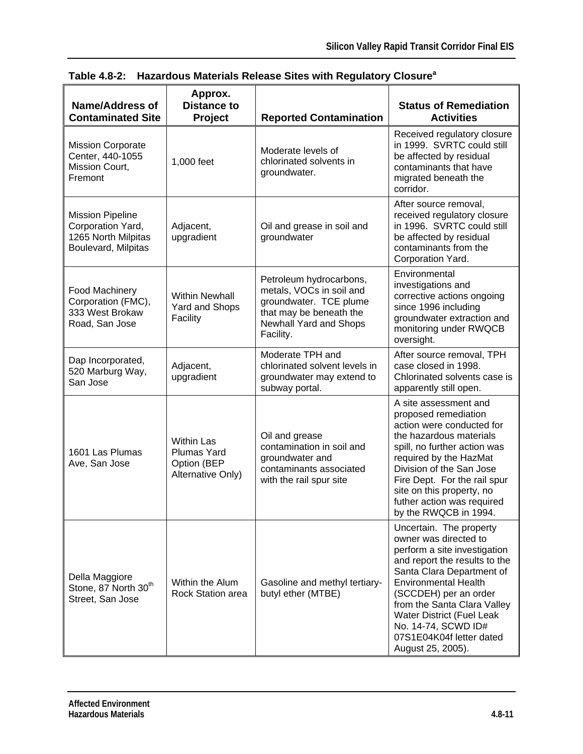**Table 4.8-2: Hazardous Materials Release Sites with Regulatory Closure[a]**

| Name/Address of Contaminated Site | Approx. Distance to Project | Reported Contamination | Status of Remediation Activities |
|---|---|---|---|
| Mission Corporate Center, 440-1055 Mission Court, Fremont | 1,000 feet | Moderate levels of chlorinated solvents in groundwater. | Received regulatory closure in 1999. SVRTC could still be affected by residual contaminants that have migrated beneath the corridor. |
| Mission Pipeline Corporation Yard, 1265 North Milpitas Boulevard, Milpitas | Adjacent, upgradient | Oil and grease in soil and groundwater | After source removal, received regulatory closure in 1996. SVRTC could still be affected by residual contaminants from the Corporation Yard. |
| Food Machinery Corporation (FMC), 333 West Brokaw Road, San Jose | Within Newhall Yard and Shops Facility | Petroleum hydrocarbons, metals, VOCs in soil and groundwater. TCE plume that may be beneath the Newhall Yard and Shops Facility. | Environmental investigations and corrective actions ongoing since 1996 including groundwater extraction and monitoring under RWQCB oversight. |
| Dap Incorporated, 520 Marburg Way, San Jose | Adjacent, upgradient | Moderate TPH and chlorinated solvent levels in groundwater may extend to subway portal. | After source removal, TPH case closed in 1998. Chlorinated solvents case is apparently still open. |
| 1601 Las Plumas Ave, San Jose | Within Las Plumas Yard Option (BEP Alternative Only) | Oil and grease contamination in soil and groundwater and contaminants associated with the rail spur site | A site assessment and proposed remediation action were conducted for the hazardous materials spill, no further action was required by the HazMat Division of the San Jose Fire Dept. For the rail spur site on this property, no futher action was required by the RWQCB in 1994. |
| Della Maggiore Stone, 87 North 30th Street, San Jose | Within the Alum Rock Station area | Gasoline and methyl tertiary-butyl ether (MTBE) | Uncertain. The property owner was directed to perform a site investigation and report the results to the Santa Clara Department of Environmental Health (SCCDEH) per an order from the Santa Clara Valley Water District (Fuel Leak No. 14-74, SCWD ID# 07S1E04K04f letter dated August 25, 2005). |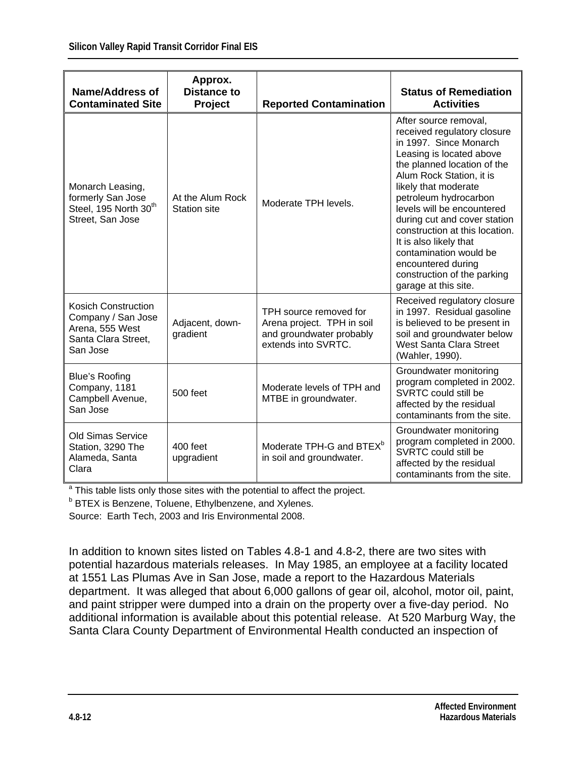| Name/Address of Contaminated Site | Approx. Distance to Project | Reported Contamination | Status of Remediation Activities |
|---|---|---|---|
| Monarch Leasing, formerly San Jose Steel, 195 North 30th Street, San Jose | At the Alum Rock Station site | Moderate TPH levels. | After source removal, received regulatory closure in 1997. Since Monarch Leasing is located above the planned location of the Alum Rock Station, it is likely that moderate petroleum hydrocarbon levels will be encountered during cut and cover station construction at this location. It is also likely that contamination would be encountered during construction of the parking garage at this site. |
| Kosich Construction Company / San Jose Arena, 555 West Santa Clara Street, San Jose | Adjacent, down-gradient | TPH source removed for Arena project. TPH in soil and groundwater probably extends into SVRTC. | Received regulatory closure in 1997. Residual gasoline is believed to be present in soil and groundwater below West Santa Clara Street (Wahler, 1990). |
| Blue's Roofing Company, 1181 Campbell Avenue, San Jose | 500 feet | Moderate levels of TPH and MTBE in groundwater. | Groundwater monitoring program completed in 2002. SVRTC could still be affected by the residual contaminants from the site. |
| Old Simas Service Station, 3290 The Alameda, Santa Clara | 400 feet upgradient | Moderate TPH-G and BTEX[b] in soil and groundwater. | Groundwater monitoring program completed in 2000. SVRTC could still be affected by the residual contaminants from the site. |

[a] This table lists only those sites with the potential to affect the project.

[b] BTEX is Benzene, Toluene, Ethylbenzene, and Xylenes.

Source: Earth Tech, 2003 and Iris Environmental 2008.

In addition to known sites listed on Tables 4.8-1 and 4.8-2, there are two sites with potential hazardous materials releases. In May 1985, an employee at a facility located at 1551 Las Plumas Ave in San Jose, made a report to the Hazardous Materials department. It was alleged that about 6,000 gallons of gear oil, alcohol, motor oil, paint, and paint stripper were dumped into a drain on the property over a five-day period. No additional information is available about this potential release. At 520 Marburg Way, the Santa Clara County Department of Environmental Health conducted an inspection of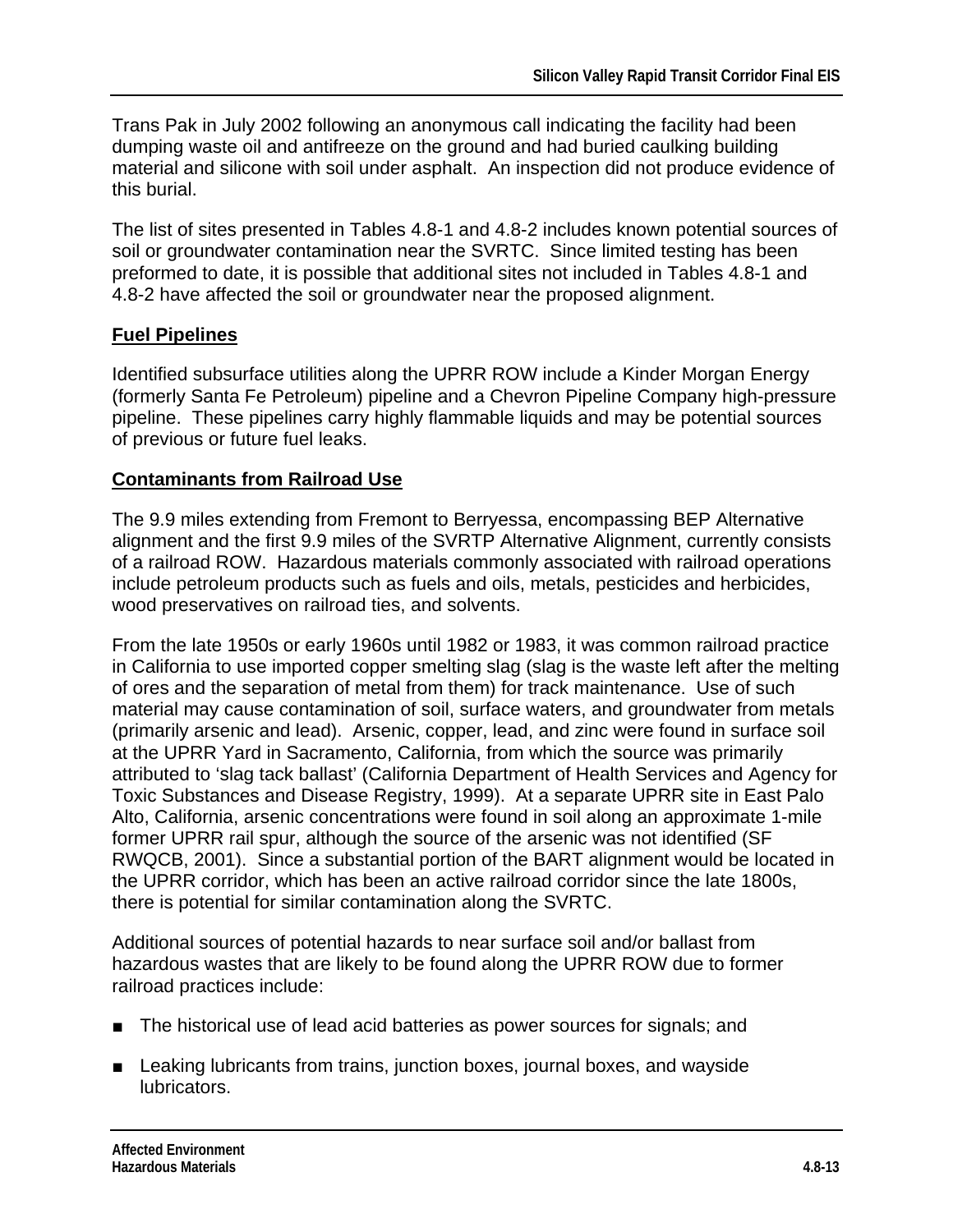Trans Pak in July 2002 following an anonymous call indicating the facility had been dumping waste oil and antifreeze on the ground and had buried caulking building material and silicone with soil under asphalt. An inspection did not produce evidence of this burial.

The list of sites presented in Tables 4.8-1 and 4.8-2 includes known potential sources of soil or groundwater contamination near the SVRTC. Since limited testing has been preformed to date, it is possible that additional sites not included in Tables 4.8-1 and 4.8-2 have affected the soil or groundwater near the proposed alignment.

## Fuel Pipelines

Identified subsurface utilities along the UPRR ROW include a Kinder Morgan Energy (formerly Santa Fe Petroleum) pipeline and a Chevron Pipeline Company high-pressure pipeline. These pipelines carry highly flammable liquids and may be potential sources of previous or future fuel leaks.

## Contaminants from Railroad Use

The 9.9 miles extending from Fremont to Berryessa, encompassing BEP Alternative alignment and the first 9.9 miles of the SVRTP Alternative Alignment, currently consists of a railroad ROW. Hazardous materials commonly associated with railroad operations include petroleum products such as fuels and oils, metals, pesticides and herbicides, wood preservatives on railroad ties, and solvents.

From the late 1950s or early 1960s until 1982 or 1983, it was common railroad practice in California to use imported copper smelting slag (slag is the waste left after the melting of ores and the separation of metal from them) for track maintenance. Use of such material may cause contamination of soil, surface waters, and groundwater from metals (primarily arsenic and lead). Arsenic, copper, lead, and zinc were found in surface soil at the UPRR Yard in Sacramento, California, from which the source was primarily attributed to 'slag tack ballast' (California Department of Health Services and Agency for Toxic Substances and Disease Registry, 1999). At a separate UPRR site in East Palo Alto, California, arsenic concentrations were found in soil along an approximate 1-mile former UPRR rail spur, although the source of the arsenic was not identified (SF RWQCB, 2001). Since a substantial portion of the BART alignment would be located in the UPRR corridor, which has been an active railroad corridor since the late 1800s, there is potential for similar contamination along the SVRTC.

Additional sources of potential hazards to near surface soil and/or ballast from hazardous wastes that are likely to be found along the UPRR ROW due to former railroad practices include:

- The historical use of lead acid batteries as power sources for signals; and
- Leaking lubricants from trains, junction boxes, journal boxes, and wayside lubricators.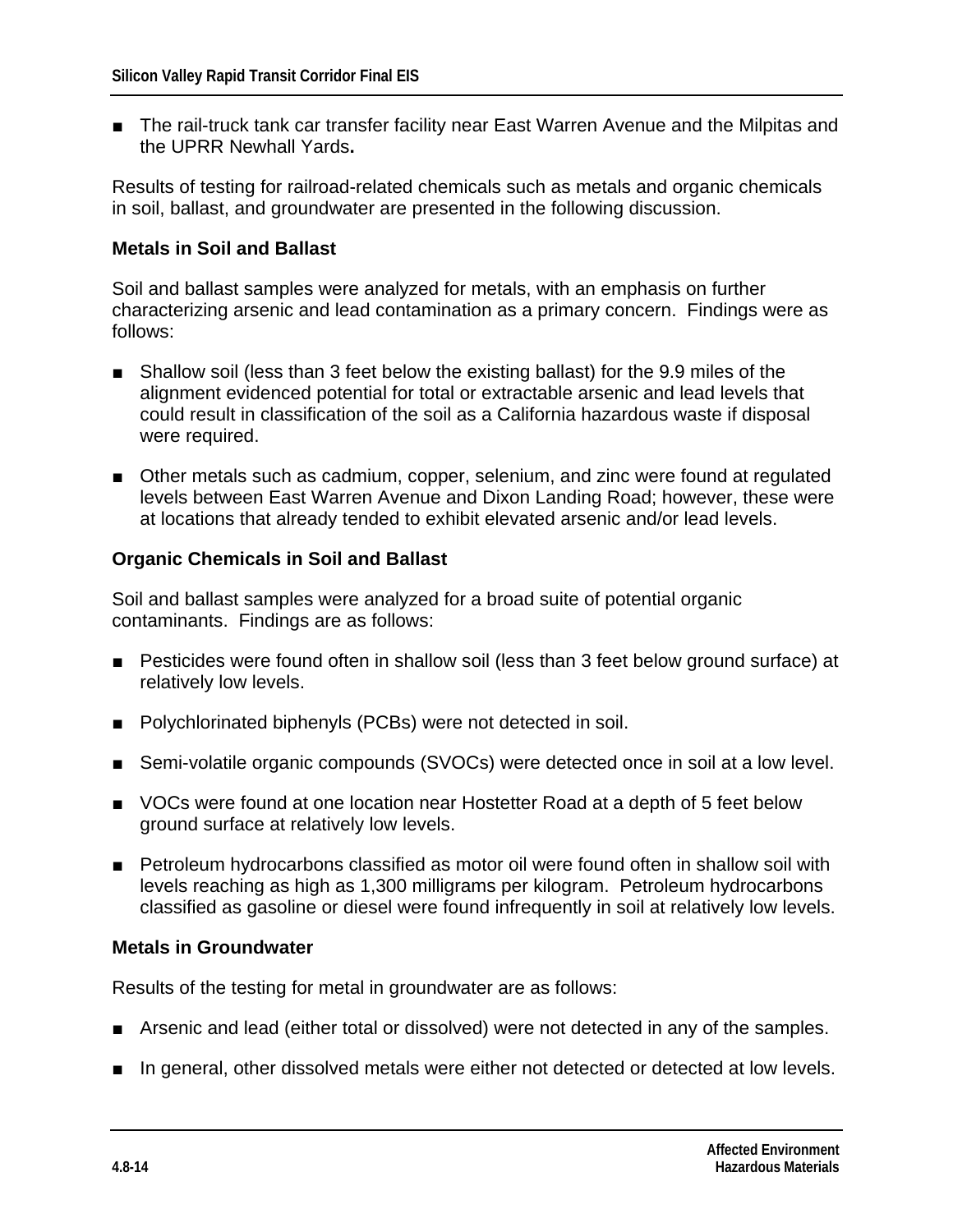- The rail-truck tank car transfer facility near East Warren Avenue and the Milpitas and the UPRR Newhall Yards**.**

Results of testing for railroad-related chemicals such as metals and organic chemicals in soil, ballast, and groundwater are presented in the following discussion.

**Metals in Soil and Ballast**

Soil and ballast samples were analyzed for metals, with an emphasis on further characterizing arsenic and lead contamination as a primary concern. Findings were as follows:

- Shallow soil (less than 3 feet below the existing ballast) for the 9.9 miles of the alignment evidenced potential for total or extractable arsenic and lead levels that could result in classification of the soil as a California hazardous waste if disposal were required.
- Other metals such as cadmium, copper, selenium, and zinc were found at regulated levels between East Warren Avenue and Dixon Landing Road; however, these were at locations that already tended to exhibit elevated arsenic and/or lead levels.

**Organic Chemicals in Soil and Ballast**

Soil and ballast samples were analyzed for a broad suite of potential organic contaminants. Findings are as follows:

- Pesticides were found often in shallow soil (less than 3 feet below ground surface) at relatively low levels.
- Polychlorinated biphenyls (PCBs) were not detected in soil.
- Semi-volatile organic compounds (SVOCs) were detected once in soil at a low level.
- VOCs were found at one location near Hostetter Road at a depth of 5 feet below ground surface at relatively low levels.
- Petroleum hydrocarbons classified as motor oil were found often in shallow soil with levels reaching as high as 1,300 milligrams per kilogram. Petroleum hydrocarbons classified as gasoline or diesel were found infrequently in soil at relatively low levels.

**Metals in Groundwater**

Results of the testing for metal in groundwater are as follows:

- Arsenic and lead (either total or dissolved) were not detected in any of the samples.
- In general, other dissolved metals were either not detected or detected at low levels.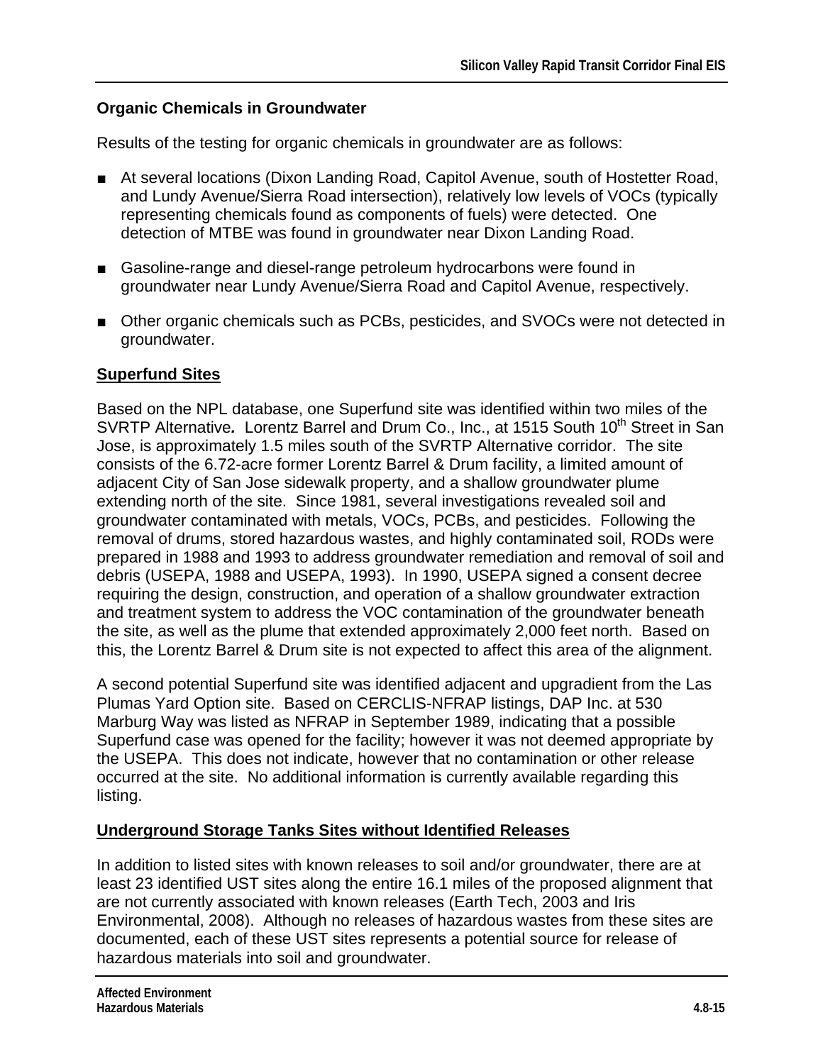**Organic Chemicals in Groundwater**

Results of the testing for organic chemicals in groundwater are as follows:

- At several locations (Dixon Landing Road, Capitol Avenue, south of Hostetter Road, and Lundy Avenue/Sierra Road intersection), relatively low levels of VOCs (typically representing chemicals found as components of fuels) were detected. One detection of MTBE was found in groundwater near Dixon Landing Road.
- Gasoline-range and diesel-range petroleum hydrocarbons were found in groundwater near Lundy Avenue/Sierra Road and Capitol Avenue, respectively.
- Other organic chemicals such as PCBs, pesticides, and SVOCs were not detected in groundwater.

**Superfund Sites**

Based on the NPL database, one Superfund site was identified within two miles of the SVRTP Alternative**.** Lorentz Barrel and Drum Co., Inc., at 1515 South 10th Street in San Jose, is approximately 1.5 miles south of the SVRTP Alternative corridor. The site consists of the 6.72-acre former Lorentz Barrel & Drum facility, a limited amount of adjacent City of San Jose sidewalk property, and a shallow groundwater plume extending north of the site. Since 1981, several investigations revealed soil and groundwater contaminated with metals, VOCs, PCBs, and pesticides. Following the removal of drums, stored hazardous wastes, and highly contaminated soil, RODs were prepared in 1988 and 1993 to address groundwater remediation and removal of soil and debris (USEPA, 1988 and USEPA, 1993). In 1990, USEPA signed a consent decree requiring the design, construction, and operation of a shallow groundwater extraction and treatment system to address the VOC contamination of the groundwater beneath the site, as well as the plume that extended approximately 2,000 feet north. Based on this, the Lorentz Barrel & Drum site is not expected to affect this area of the alignment.

A second potential Superfund site was identified adjacent and upgradient from the Las Plumas Yard Option site. Based on CERCLIS-NFRAP listings, DAP Inc. at 530 Marburg Way was listed as NFRAP in September 1989, indicating that a possible Superfund case was opened for the facility; however it was not deemed appropriate by the USEPA. This does not indicate, however that no contamination or other release occurred at the site. No additional information is currently available regarding this listing.

**Underground Storage Tanks Sites without Identified Releases**

In addition to listed sites with known releases to soil and/or groundwater, there are at least 23 identified UST sites along the entire 16.1 miles of the proposed alignment that are not currently associated with known releases (Earth Tech, 2003 and Iris Environmental, 2008). Although no releases of hazardous wastes from these sites are documented, each of these UST sites represents a potential source for release of hazardous materials into soil and groundwater.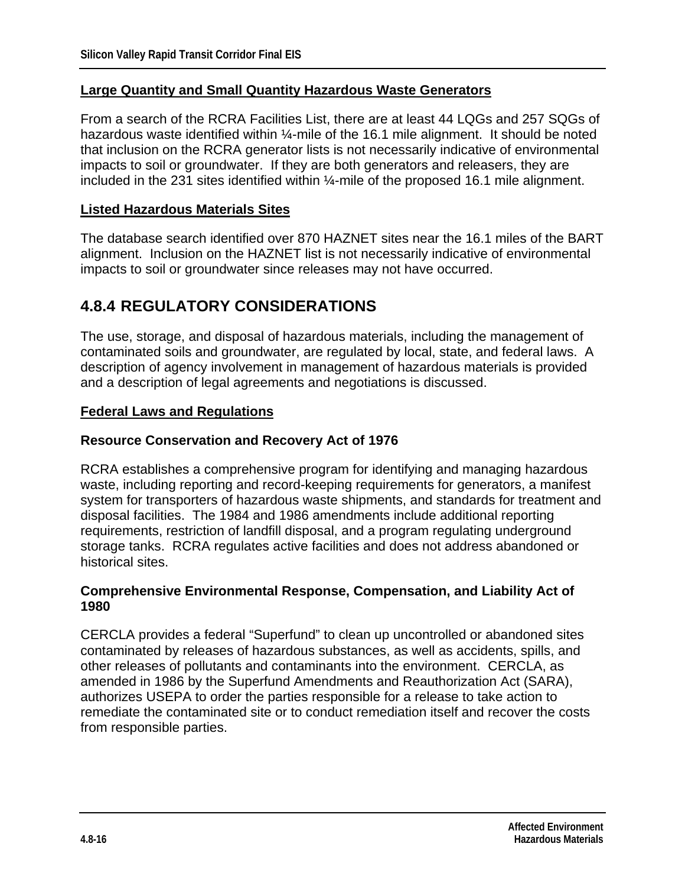**Large Quantity and Small Quantity Hazardous Waste Generators**

From a search of the RCRA Facilities List, there are at least 44 LQGs and 257 SQGs of hazardous waste identified within ¼-mile of the 16.1 mile alignment. It should be noted that inclusion on the RCRA generator lists is not necessarily indicative of environmental impacts to soil or groundwater. If they are both generators and releasers, they are included in the 231 sites identified within ¼-mile of the proposed 16.1 mile alignment.

**Listed Hazardous Materials Sites**

The database search identified over 870 HAZNET sites near the 16.1 miles of the BART alignment. Inclusion on the HAZNET list is not necessarily indicative of environmental impacts to soil or groundwater since releases may not have occurred.

## 4.8.4 REGULATORY CONSIDERATIONS

The use, storage, and disposal of hazardous materials, including the management of contaminated soils and groundwater, are regulated by local, state, and federal laws. A description of agency involvement in management of hazardous materials is provided and a description of legal agreements and negotiations is discussed.

**Federal Laws and Regulations**

### Resource Conservation and Recovery Act of 1976

RCRA establishes a comprehensive program for identifying and managing hazardous waste, including reporting and record-keeping requirements for generators, a manifest system for transporters of hazardous waste shipments, and standards for treatment and disposal facilities. The 1984 and 1986 amendments include additional reporting requirements, restriction of landfill disposal, and a program regulating underground storage tanks. RCRA regulates active facilities and does not address abandoned or historical sites.

### Comprehensive Environmental Response, Compensation, and Liability Act of 1980

CERCLA provides a federal "Superfund" to clean up uncontrolled or abandoned sites contaminated by releases of hazardous substances, as well as accidents, spills, and other releases of pollutants and contaminants into the environment. CERCLA, as amended in 1986 by the Superfund Amendments and Reauthorization Act (SARA), authorizes USEPA to order the parties responsible for a release to take action to remediate the contaminated site or to conduct remediation itself and recover the costs from responsible parties.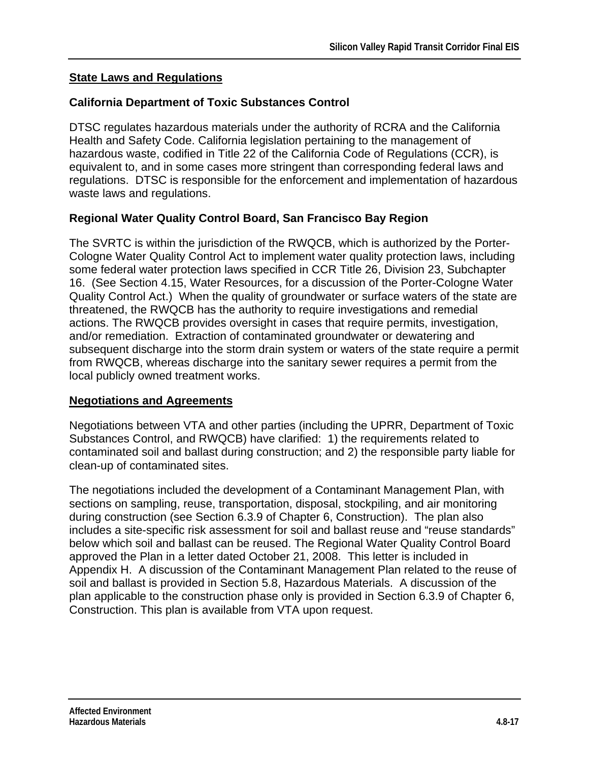## State Laws and Regulations

### California Department of Toxic Substances Control

DTSC regulates hazardous materials under the authority of RCRA and the California Health and Safety Code. California legislation pertaining to the management of hazardous waste, codified in Title 22 of the California Code of Regulations (CCR), is equivalent to, and in some cases more stringent than corresponding federal laws and regulations. DTSC is responsible for the enforcement and implementation of hazardous waste laws and regulations.

### Regional Water Quality Control Board, San Francisco Bay Region

The SVRTC is within the jurisdiction of the RWQCB, which is authorized by the Porter-Cologne Water Quality Control Act to implement water quality protection laws, including some federal water protection laws specified in CCR Title 26, Division 23, Subchapter 16. (See Section 4.15, Water Resources, for a discussion of the Porter-Cologne Water Quality Control Act.) When the quality of groundwater or surface waters of the state are threatened, the RWQCB has the authority to require investigations and remedial actions. The RWQCB provides oversight in cases that require permits, investigation, and/or remediation. Extraction of contaminated groundwater or dewatering and subsequent discharge into the storm drain system or waters of the state require a permit from RWQCB, whereas discharge into the sanitary sewer requires a permit from the local publicly owned treatment works.

## Negotiations and Agreements

Negotiations between VTA and other parties (including the UPRR, Department of Toxic Substances Control, and RWQCB) have clarified: 1) the requirements related to contaminated soil and ballast during construction; and 2) the responsible party liable for clean-up of contaminated sites.

The negotiations included the development of a Contaminant Management Plan, with sections on sampling, reuse, transportation, disposal, stockpiling, and air monitoring during construction (see Section 6.3.9 of Chapter 6, Construction). The plan also includes a site-specific risk assessment for soil and ballast reuse and "reuse standards" below which soil and ballast can be reused. The Regional Water Quality Control Board approved the Plan in a letter dated October 21, 2008. This letter is included in Appendix H. A discussion of the Contaminant Management Plan related to the reuse of soil and ballast is provided in Section 5.8, Hazardous Materials. A discussion of the plan applicable to the construction phase only is provided in Section 6.3.9 of Chapter 6, Construction. This plan is available from VTA upon request.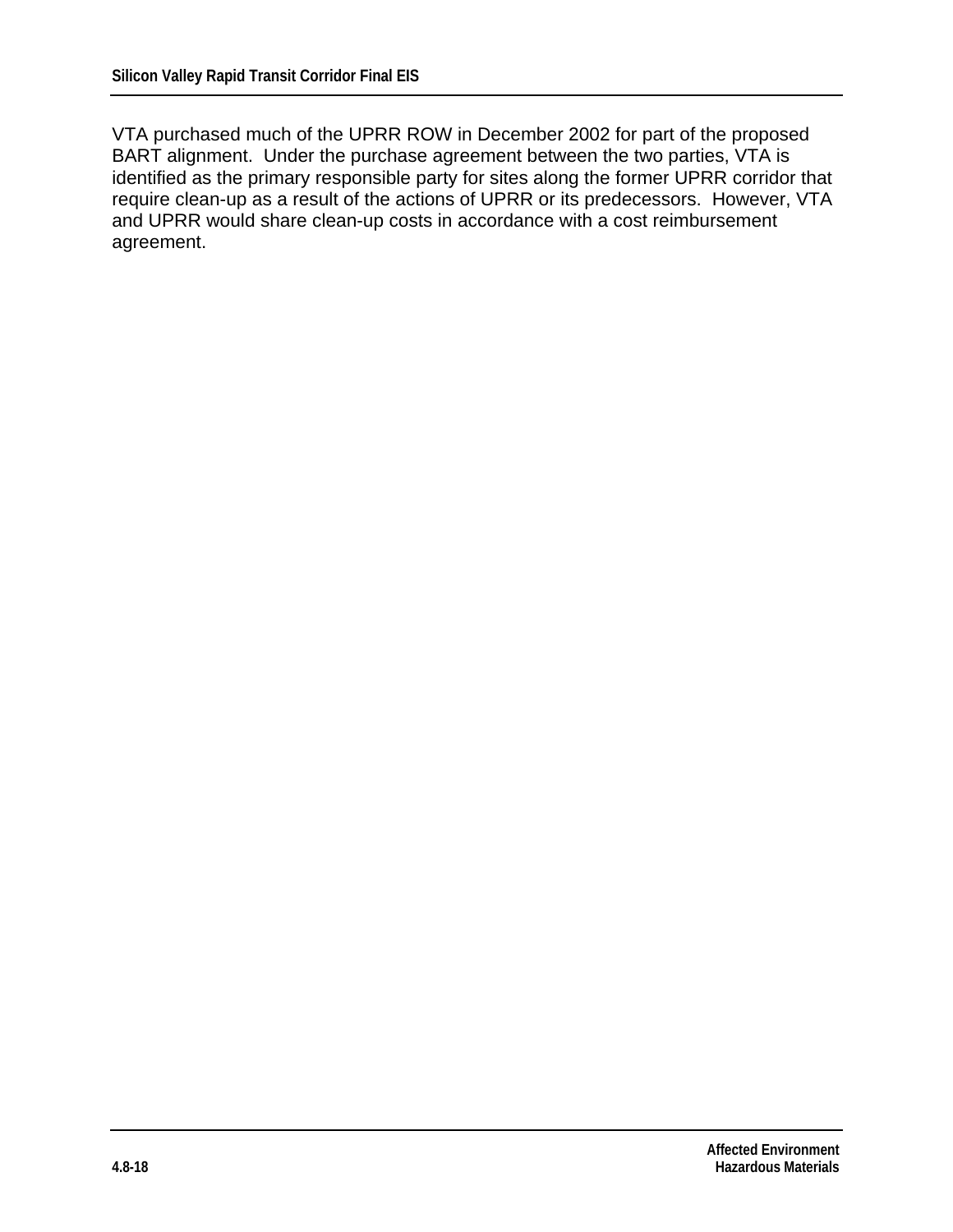VTA purchased much of the UPRR ROW in December 2002 for part of the proposed BART alignment. Under the purchase agreement between the two parties, VTA is identified as the primary responsible party for sites along the former UPRR corridor that require clean-up as a result of the actions of UPRR or its predecessors. However, VTA and UPRR would share clean-up costs in accordance with a cost reimbursement agreement.